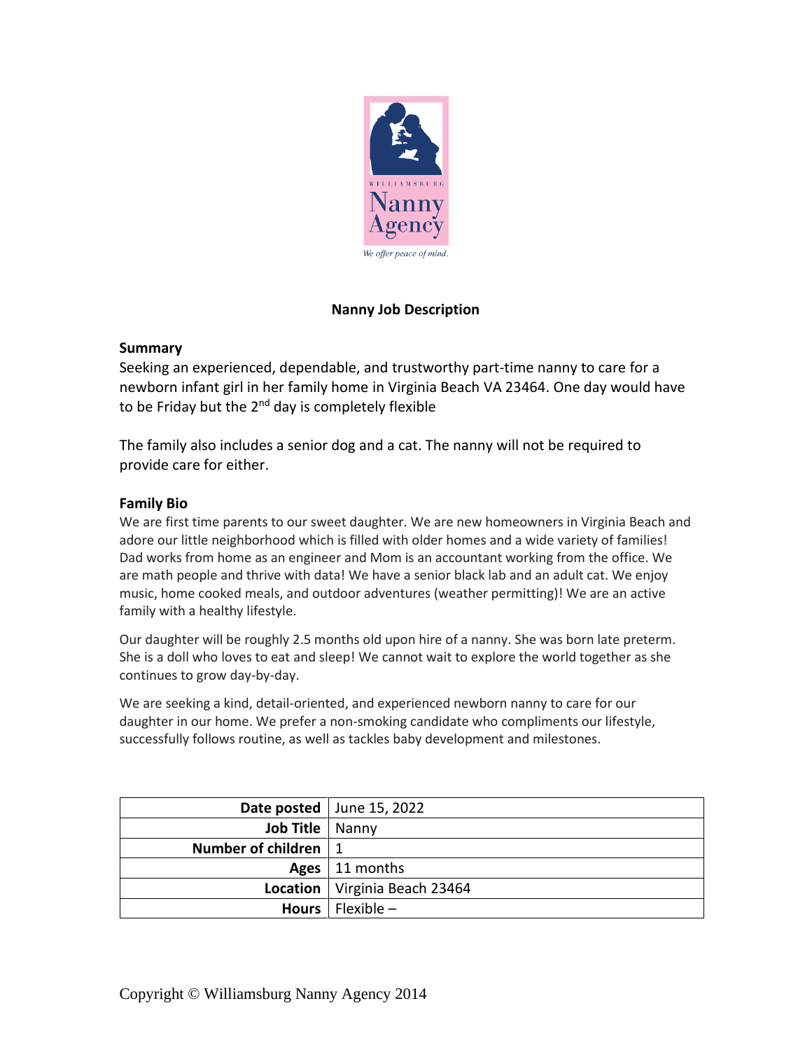WILLIAMSBURG

Nanny Agency

*We offer peace of mind.*

# Nanny Job Description

## Summary

Seeking an experienced, dependable, and trustworthy part-time nanny to care for a newborn infant girl in her family home in Virginia Beach VA 23464. One day would have to be Friday but the 2nd day is completely flexible

The family also includes a senior dog and a cat. The nanny will not be required to provide care for either.

## Family Bio

We are first time parents to our sweet daughter. We are new homeowners in Virginia Beach and adore our little neighborhood which is filled with older homes and a wide variety of families! Dad works from home as an engineer and Mom is an accountant working from the office. We are math people and thrive with data! We have a senior black lab and an adult cat. We enjoy music, home cooked meals, and outdoor adventures (weather permitting)! We are an active family with a healthy lifestyle.

Our daughter will be roughly 2.5 months old upon hire of a nanny. She was born late preterm. She is a doll who loves to eat and sleep! We cannot wait to explore the world together as she continues to grow day-by-day.

We are seeking a kind, detail-oriented, and experienced newborn nanny to care for our daughter in our home. We prefer a non-smoking candidate who compliments our lifestyle, successfully follows routine, as well as tackles baby development and milestones.

| | |
|---:|---|
| **Date posted** | June 15, 2022 |
| **Job Title** | Nanny |
| **Number of children** | 1 |
| **Ages** | 11 months |
| **Location** | Virginia Beach 23464 |
| **Hours** | Flexible – |

Copyright © Williamsburg Nanny Agency 2014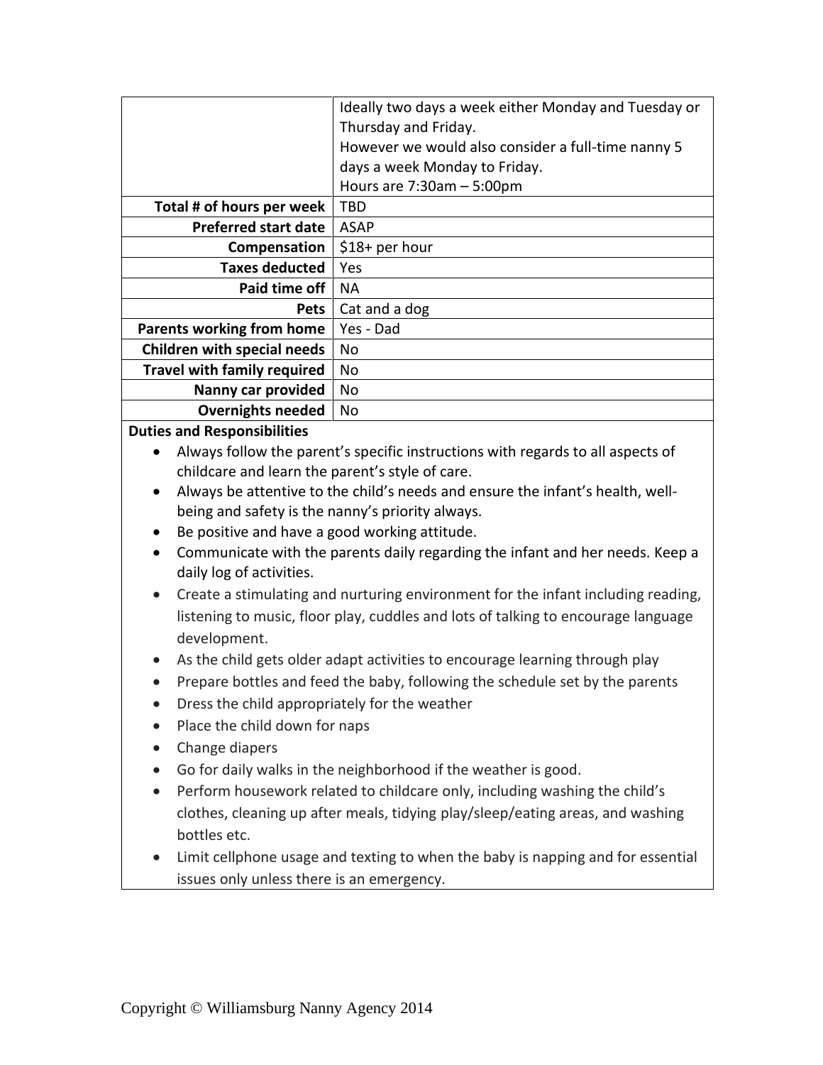| | |
|---|---|
| | Ideally two days a week either Monday and Tuesday or Thursday and Friday.<br>However we would also consider a full-time nanny 5 days a week Monday to Friday.<br>Hours are 7:30am – 5:00pm |
| **Total # of hours per week** | TBD |
| **Preferred start date** | ASAP |
| **Compensation** | $18+ per hour |
| **Taxes deducted** | Yes |
| **Paid time off** | NA |
| **Pets** | Cat and a dog |
| **Parents working from home** | Yes - Dad |
| **Children with special needs** | No |
| **Travel with family required** | No |
| **Nanny car provided** | No |
| **Overnights needed** | No |

**Duties and Responsibilities**

- Always follow the parent's specific instructions with regards to all aspects of childcare and learn the parent's style of care.
- Always be attentive to the child's needs and ensure the infant's health, well-being and safety is the nanny's priority always.
- Be positive and have a good working attitude.
- Communicate with the parents daily regarding the infant and her needs. Keep a daily log of activities.
- Create a stimulating and nurturing environment for the infant including reading, listening to music, floor play, cuddles and lots of talking to encourage language development.
- As the child gets older adapt activities to encourage learning through play
- Prepare bottles and feed the baby, following the schedule set by the parents
- Dress the child appropriately for the weather
- Place the child down for naps
- Change diapers
- Go for daily walks in the neighborhood if the weather is good.
- Perform housework related to childcare only, including washing the child's clothes, cleaning up after meals, tidying play/sleep/eating areas, and washing bottles etc.
- Limit cellphone usage and texting to when the baby is napping and for essential issues only unless there is an emergency.

Copyright © Williamsburg Nanny Agency 2014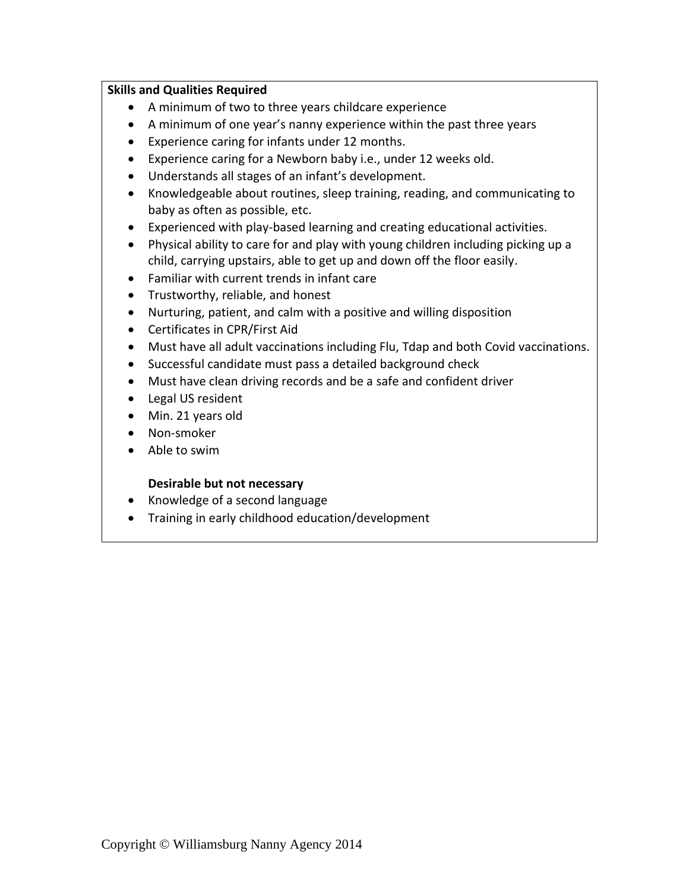**Skills and Qualities Required**

- A minimum of two to three years childcare experience
- A minimum of one year's nanny experience within the past three years
- Experience caring for infants under 12 months.
- Experience caring for a Newborn baby i.e., under 12 weeks old.
- Understands all stages of an infant's development.
- Knowledgeable about routines, sleep training, reading, and communicating to baby as often as possible, etc.
- Experienced with play-based learning and creating educational activities.
- Physical ability to care for and play with young children including picking up a child, carrying upstairs, able to get up and down off the floor easily.
- Familiar with current trends in infant care
- Trustworthy, reliable, and honest
- Nurturing, patient, and calm with a positive and willing disposition
- Certificates in CPR/First Aid
- Must have all adult vaccinations including Flu, Tdap and both Covid vaccinations.
- Successful candidate must pass a detailed background check
- Must have clean driving records and be a safe and confident driver
- Legal US resident
- Min. 21 years old
- Non-smoker
- Able to swim

**Desirable but not necessary**

- Knowledge of a second language
- Training in early childhood education/development

Copyright © Williamsburg Nanny Agency 2014